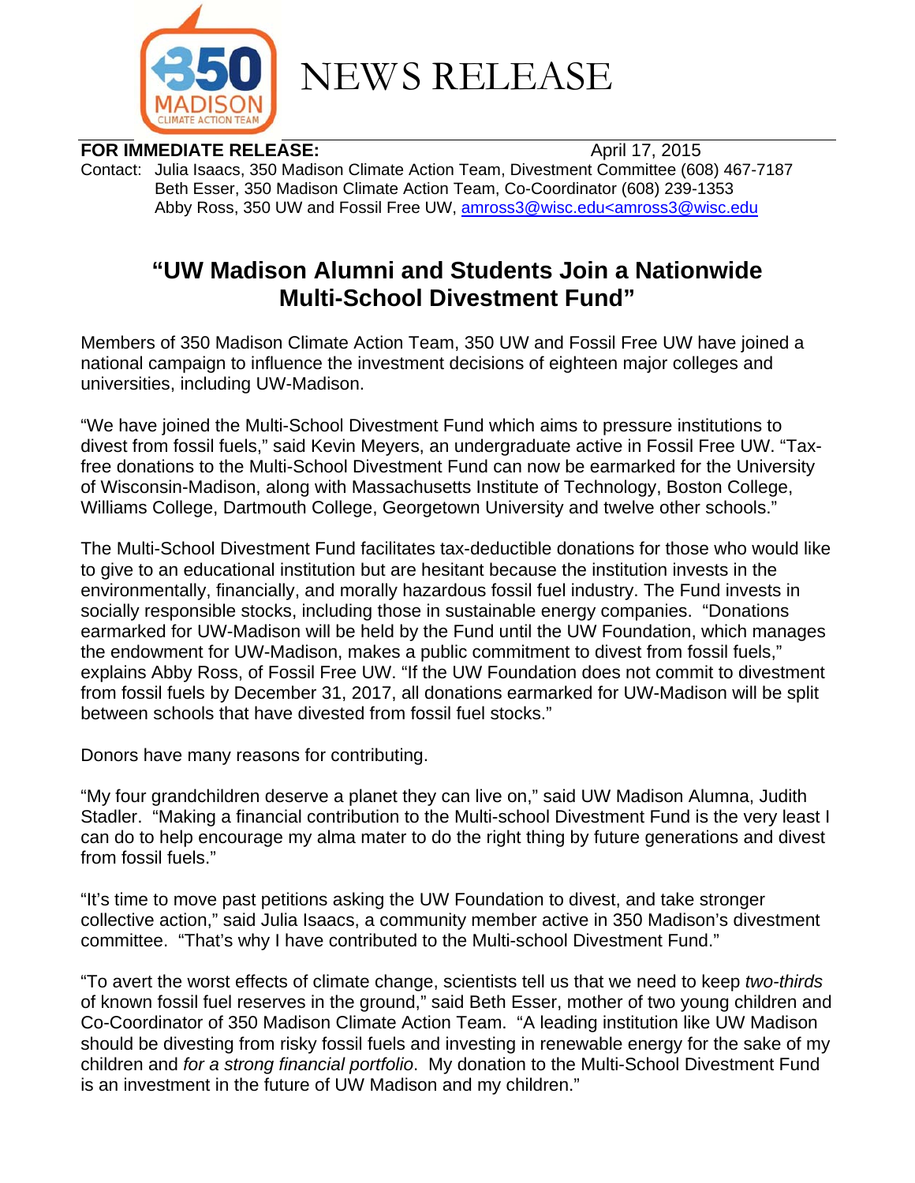NEWS RELEASE

**FOR IMMEDIATE RELEASE:** April 17, 2015

Contact: Julia Isaacs, 350 Madison Climate Action Team, Divestment Committee (608) 467-7187
Beth Esser, 350 Madison Climate Action Team, Co-Coordinator (608) 239-1353
Abby Ross, 350 UW and Fossil Free UW, amross3@wisc.edu<amross3@wisc.edu

# "UW Madison Alumni and Students Join a Nationwide Multi-School Divestment Fund"

Members of 350 Madison Climate Action Team, 350 UW and Fossil Free UW have joined a national campaign to influence the investment decisions of eighteen major colleges and universities, including UW-Madison.

"We have joined the Multi-School Divestment Fund which aims to pressure institutions to divest from fossil fuels," said Kevin Meyers, an undergraduate active in Fossil Free UW. "Tax-free donations to the Multi-School Divestment Fund can now be earmarked for the University of Wisconsin-Madison, along with Massachusetts Institute of Technology, Boston College, Williams College, Dartmouth College, Georgetown University and twelve other schools."

The Multi-School Divestment Fund facilitates tax-deductible donations for those who would like to give to an educational institution but are hesitant because the institution invests in the environmentally, financially, and morally hazardous fossil fuel industry. The Fund invests in socially responsible stocks, including those in sustainable energy companies. "Donations earmarked for UW-Madison will be held by the Fund until the UW Foundation, which manages the endowment for UW-Madison, makes a public commitment to divest from fossil fuels," explains Abby Ross, of Fossil Free UW. "If the UW Foundation does not commit to divestment from fossil fuels by December 31, 2017, all donations earmarked for UW-Madison will be split between schools that have divested from fossil fuel stocks."

Donors have many reasons for contributing.

"My four grandchildren deserve a planet they can live on," said UW Madison Alumna, Judith Stadler. "Making a financial contribution to the Multi-school Divestment Fund is the very least I can do to help encourage my alma mater to do the right thing by future generations and divest from fossil fuels."

"It's time to move past petitions asking the UW Foundation to divest, and take stronger collective action," said Julia Isaacs, a community member active in 350 Madison's divestment committee. "That's why I have contributed to the Multi-school Divestment Fund."

"To avert the worst effects of climate change, scientists tell us that we need to keep *two-thirds* of known fossil fuel reserves in the ground," said Beth Esser, mother of two young children and Co-Coordinator of 350 Madison Climate Action Team. "A leading institution like UW Madison should be divesting from risky fossil fuels and investing in renewable energy for the sake of my children and *for a strong financial portfolio*. My donation to the Multi-School Divestment Fund is an investment in the future of UW Madison and my children."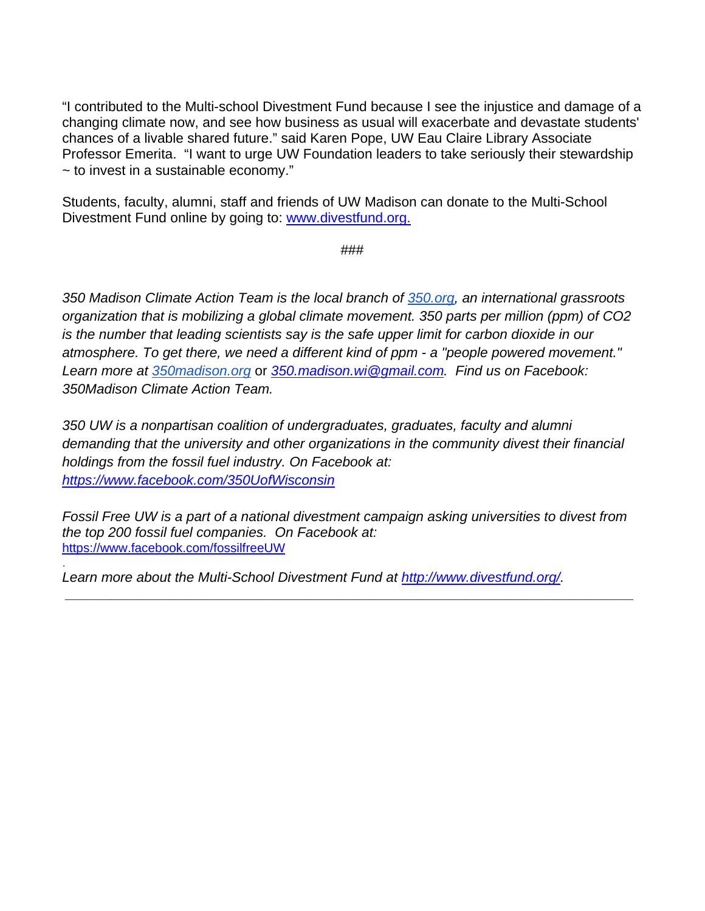"I contributed to the Multi-school Divestment Fund because I see the injustice and damage of a changing climate now, and see how business as usual will exacerbate and devastate students' chances of a livable shared future." said Karen Pope, UW Eau Claire Library Associate Professor Emerita.  "I want to urge UW Foundation leaders to take seriously their stewardship ~ to invest in a sustainable economy."

Students, faculty, alumni, staff and friends of UW Madison can donate to the Multi-School Divestment Fund online by going to: [www.divestfund.org.](http://www.divestfund.org)

###

*350 Madison Climate Action Team is the local branch of [350.org](http://350.org), an international grassroots organization that is mobilizing a global climate movement. 350 parts per million (ppm) of CO2 is the number that leading scientists say is the safe upper limit for carbon dioxide in our atmosphere. To get there, we need a different kind of ppm - a "people powered movement." Learn more at [350madison.org](http://350madison.org) or [350.madison.wi@gmail.com](mailto:350.madison.wi@gmail.com). Find us on Facebook: 350Madison Climate Action Team.*

*350 UW is a nonpartisan coalition of undergraduates, graduates, faculty and alumni demanding that the university and other organizations in the community divest their financial holdings from the fossil fuel industry. On Facebook at: <https://www.facebook.com/350UofWisconsin>*

*Fossil Free UW is a part of a national divestment campaign asking universities to divest from the top 200 fossil fuel companies. On Facebook at:* <https://www.facebook.com/fossilfreeUW>

*Learn more about the Multi-School Divestment Fund at <http://www.divestfund.org/>.*